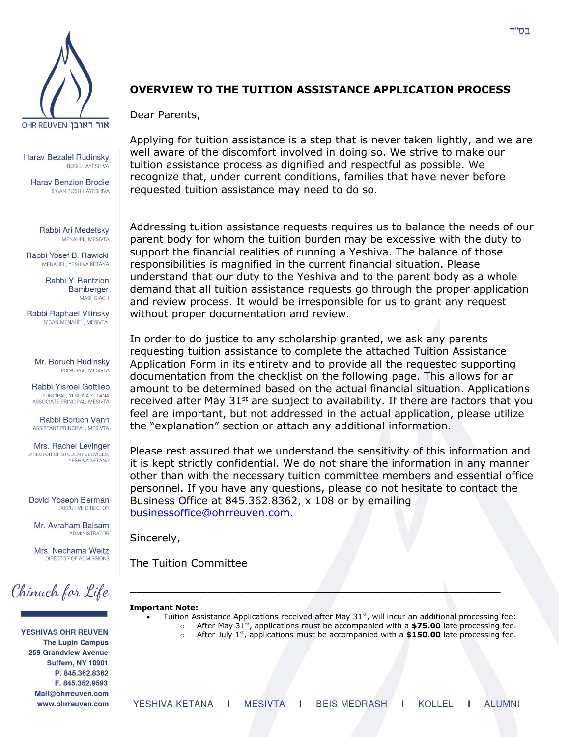בס"ד

OHR REUVEN אור ראובן

Harav Bezalel Rudinsky
ROSH HAYESHIVA

Harav Benzion Brodie
S'GAN ROSH HAYESHIVA

Rabbi Ari Medetsky
MENAHEL, MESIVTA

Rabbi Yosef B. Rawicki
MENAHEL, YESHIVA KETANA

Rabbi Y. Bentzion Bamberger
MASHGIACH

Rabbi Raphael Vilinsky
S'GAN MENAHEL, MESIVTA

Mr. Boruch Rudinsky
PRINCIPAL, MESIVTA

Rabbi Yisroel Gottlieb
PRINCIPAL, YESHIVA KETANA
ASSOCIATE PRINCIPAL, MESIVTA

Rabbi Boruch Vann
ASSISTANT PRINCIPAL, MESIVTA

Mrs. Rachel Levinger
DIRECTOR OF STUDENT SERVICES, YESHIVA KETANA

Dovid Yoseph Berman
EXECUTIVE DIRECTOR

Mr. Avraham Balsam
ADMINISTRATOR

Mrs. Nechama Weitz
DIRECTOR OF ADMISSIONS

*Chinuch for Life*

**YESHIVAS OHR REUVEN**
**The Lupin Campus**
**259 Grandview Avenue**
**Suffern, NY 10901**
**P. 845.362.8362**
**F. 845.352.9593**
**Mail@ohrreuven.com**
**www.ohrreuven.com**

## OVERVIEW TO THE TUITION ASSISTANCE APPLICATION PROCESS

Dear Parents,

Applying for tuition assistance is a step that is never taken lightly, and we are well aware of the discomfort involved in doing so. We strive to make our tuition assistance process as dignified and respectful as possible. We recognize that, under current conditions, families that have never before requested tuition assistance may need to do so.

Addressing tuition assistance requests requires us to balance the needs of our parent body for whom the tuition burden may be excessive with the duty to support the financial realities of running a Yeshiva. The balance of those responsibilities is magnified in the current financial situation. Please understand that our duty to the Yeshiva and to the parent body as a whole demand that all tuition assistance requests go through the proper application and review process. It would be irresponsible for us to grant any request without proper documentation and review.

In order to do justice to any scholarship granted, we ask any parents requesting tuition assistance to complete the attached Tuition Assistance Application Form in its entirety and to provide all the requested supporting documentation from the checklist on the following page. This allows for an amount to be determined based on the actual financial situation. Applications received after May 31st are subject to availability. If there are factors that you feel are important, but not addressed in the actual application, please utilize the "explanation" section or attach any additional information.

Please rest assured that we understand the sensitivity of this information and it is kept strictly confidential. We do not share the information in any manner other than with the necessary tuition committee members and essential office personnel. If you have any questions, please do not hesitate to contact the Business Office at 845.362.8362, x 108 or by emailing businessoffice@ohrreuven.com.

Sincerely,

The Tuition Committee

---

**Important Note:**

- Tuition Assistance Applications received after May 31st, will incur an additional processing fee:
  - After May 31st, applications must be accompanied with a **$75.00** late processing fee.
  - After July 1st, applications must be accompanied with a **$150.00** late processing fee.

YESHIVA KETANA | MESIVTA | BEIS MEDRASH | KOLLEL | ALUMNI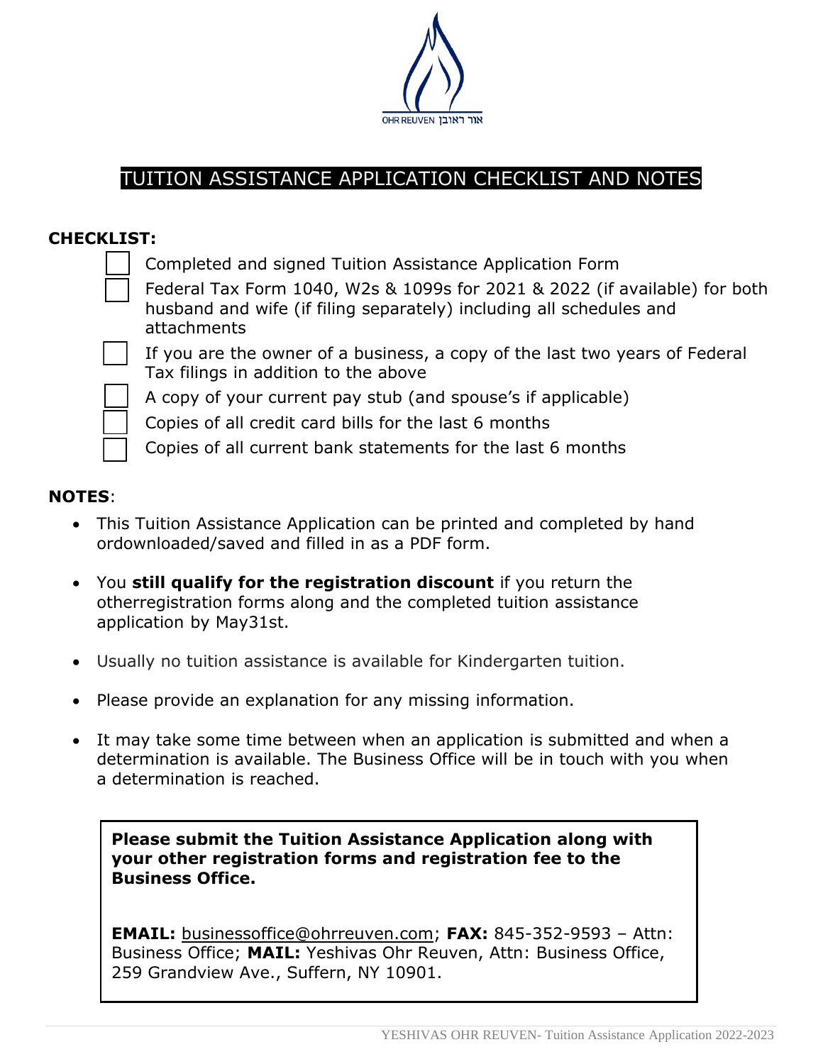# TUITION ASSISTANCE APPLICATION CHECKLIST AND NOTES

**CHECKLIST:**

- [ ] Completed and signed Tuition Assistance Application Form
- [ ] Federal Tax Form 1040, W2s & 1099s for 2021 & 2022 (if available) for both husband and wife (if filing separately) including all schedules and attachments
- [ ] If you are the owner of a business, a copy of the last two years of Federal Tax filings in addition to the above
- [ ] A copy of your current pay stub (and spouse's if applicable)
- [ ] Copies of all credit card bills for the last 6 months
- [ ] Copies of all current bank statements for the last 6 months

**NOTES**:

- This Tuition Assistance Application can be printed and completed by hand ordownloaded/saved and filled in as a PDF form.
- You **still qualify for the registration discount** if you return the otherregistration forms along and the completed tuition assistance application by May31st.
- Usually no tuition assistance is available for Kindergarten tuition.
- Please provide an explanation for any missing information.
- It may take some time between when an application is submitted and when a determination is available. The Business Office will be in touch with you when a determination is reached.

**Please submit the Tuition Assistance Application along with your other registration forms and registration fee to the Business Office.**

**EMAIL:** businessoffice@ohrreuven.com; **FAX:** 845-352-9593 – Attn: Business Office; **MAIL:** Yeshivas Ohr Reuven, Attn: Business Office, 259 Grandview Ave., Suffern, NY 10901.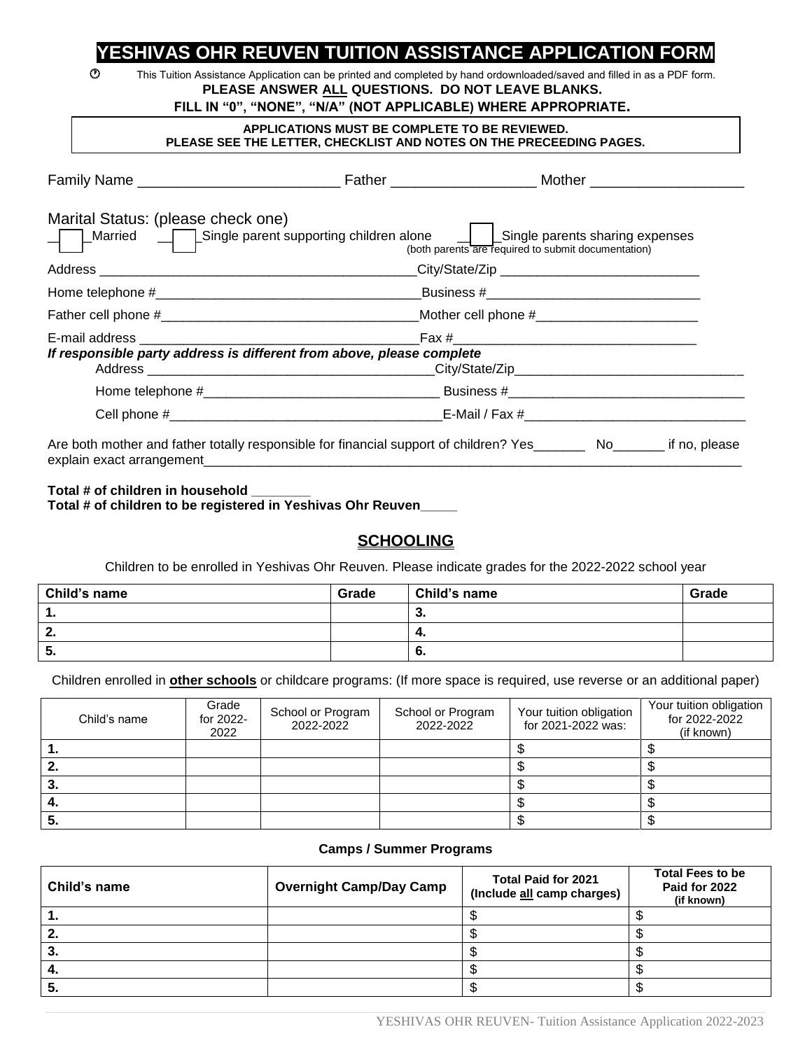# YESHIVAS OHR REUVEN TUITION ASSISTANCE APPLICATION FORM

This Tuition Assistance Application can be printed and completed by hand ordownloaded/saved and filled in as a PDF form.

**PLEASE ANSWER ALL QUESTIONS. DO NOT LEAVE BLANKS.**

**FILL IN "0", "NONE", "N/A" (NOT APPLICABLE) WHERE APPROPRIATE.**

**APPLICATIONS MUST BE COMPLETE TO BE REVIEWED.**
**PLEASE SEE THE LETTER, CHECKLIST AND NOTES ON THE PRECEEDING PAGES.**

Family Name _________________________ Father _________________ Mother ___________________

Marital Status: (please check one)

☐ Married ☐ Single parent supporting children alone ☐ Single parents sharing expenses (both parents are required to submit documentation)

Address __________________________________________City/State/Zip ___________________________

Home telephone #____________________________________Business #_____________________________

Father cell phone #__________________________________Mother cell phone #______________________

E-mail address ______________________________________Fax #_________________________________

***If responsible party address is different from above, please complete***

Address _______________________________________City/State/Zip_______________________________

Home telephone #_______________________________ Business #_______________________________

Cell phone #____________________________________E-Mail / Fax #______________________________

Are both mother and father totally responsible for financial support of children? Yes_______ No_______ if no, please explain exact arrangement___________________________________________________________________________

**Total # of children in household _______**

**Total # of children to be registered in Yeshivas Ohr Reuven_____**

## SCHOOLING

Children to be enrolled in Yeshivas Ohr Reuven. Please indicate grades for the 2022-2022 school year

| Child's name | Grade | Child's name | Grade |
|---|---|---|---|
| 1. | | 3. | |
| 2. | | 4. | |
| 5. | | 6. | |

Children enrolled in **other schools** or childcare programs: (If more space is required, use reverse or an additional paper)

| Child's name | Grade for 2022-2022 | School or Program 2022-2022 | School or Program 2022-2022 | Your tuition obligation for 2021-2022 was: | Your tuition obligation for 2022-2022 (if known) |
|---|---|---|---|---|---|
| 1. | | | | $ | $ |
| 2. | | | | $ | $ |
| 3. | | | | $ | $ |
| 4. | | | | $ | $ |
| 5. | | | | $ | $ |

**Camps / Summer Programs**

| Child's name | Overnight Camp/Day Camp | Total Paid for 2021 (Include all camp charges) | Total Fees to be Paid for 2022 (if known) |
|---|---|---|---|
| 1. | | $ | $ |
| 2. | | $ | $ |
| 3. | | $ | $ |
| 4. | | $ | $ |
| 5. | | $ | $ |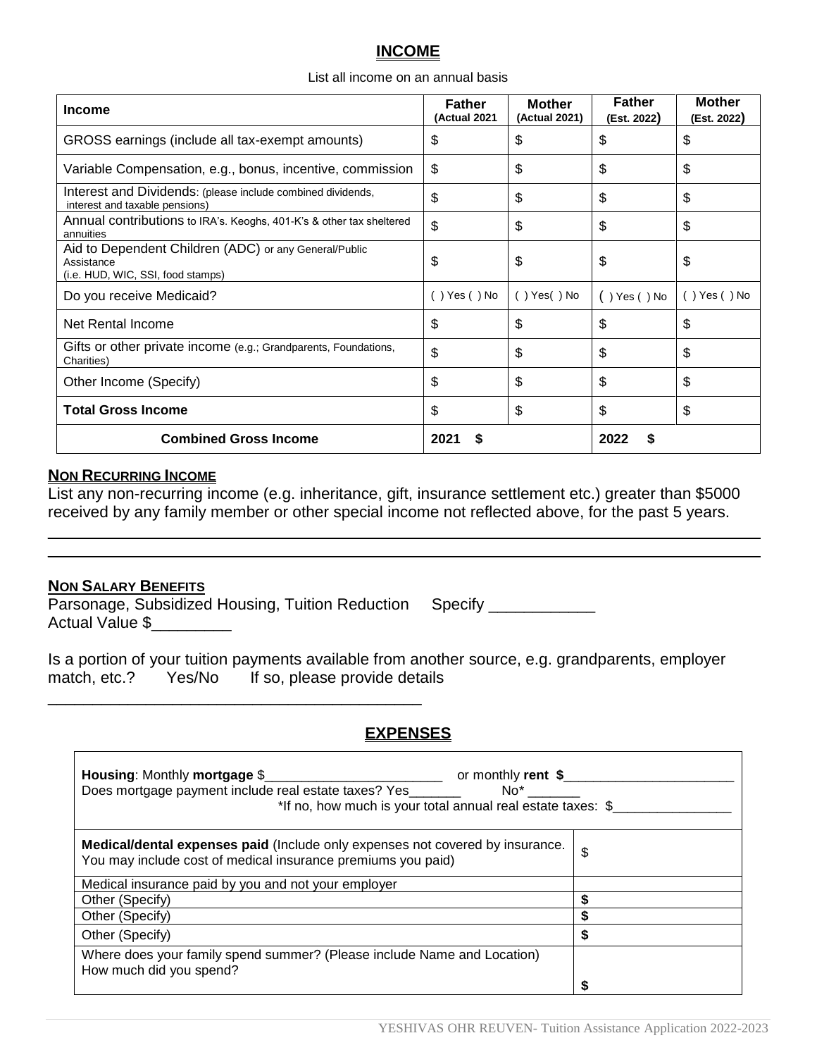## INCOME

List all income on an annual basis

| Income | Father (Actual 2021 | Mother (Actual 2021) | Father (Est. 2022) | Mother (Est. 2022) |
|---|---|---|---|---|
| GROSS earnings (include all tax-exempt amounts) | $ | $ | $ | $ |
| Variable Compensation, e.g., bonus, incentive, commission | $ | $ | $ | $ |
| Interest and Dividends: (please include combined dividends, interest and taxable pensions) | $ | $ | $ | $ |
| Annual contributions to IRA's. Keoghs, 401-K's & other tax sheltered annuities | $ | $ | $ | $ |
| Aid to Dependent Children (ADC) or any General/Public Assistance (i.e. HUD, WIC, SSI, food stamps) | $ | $ | $ | $ |
| Do you receive Medicaid? | ( ) Yes ( ) No | ( ) Yes( ) No | ( ) Yes ( ) No | ( ) Yes ( ) No |
| Net Rental Income | $ | $ | $ | $ |
| Gifts or other private income (e.g.; Grandparents, Foundations, Charities) | $ | $ | $ | $ |
| Other Income (Specify) | $ | $ | $ | $ |
| **Total Gross Income** | $ | $ | $ | $ |
| **Combined Gross Income** | **2021 $** | | **2022 $** | |

**NON RECURRING INCOME**

List any non-recurring income (e.g. inheritance, gift, insurance settlement etc.) greater than $5000 received by any family member or other special income not reflected above, for the past 5 years.

________________________________________________________________________________

________________________________________________________________________________

**NON SALARY BENEFITS**

Parsonage, Subsidized Housing, Tuition Reduction     Specify ____________
Actual Value $_________

Is a portion of your tuition payments available from another source, e.g. grandparents, employer match, etc.?     Yes/No     If so, please provide details

___________________________________________

## EXPENSES

**Housing**: Monthly **mortgage** $________________________ or monthly **rent $**_______________________
Does mortgage payment include real estate taxes? Yes_______     No* _______
*If no, how much is your total annual real estate taxes: $________________

| | |
|---|---|
| **Medical/dental expenses paid** (Include only expenses not covered by insurance. You may include cost of medical insurance premiums you paid) | $ |
| Medical insurance paid by you and not your employer | |
| Other (Specify) | **$** |
| Other (Specify) | **$** |
| Other (Specify) | **$** |
| Where does your family spend summer? (Please include Name and Location) How much did you spend? | **$** |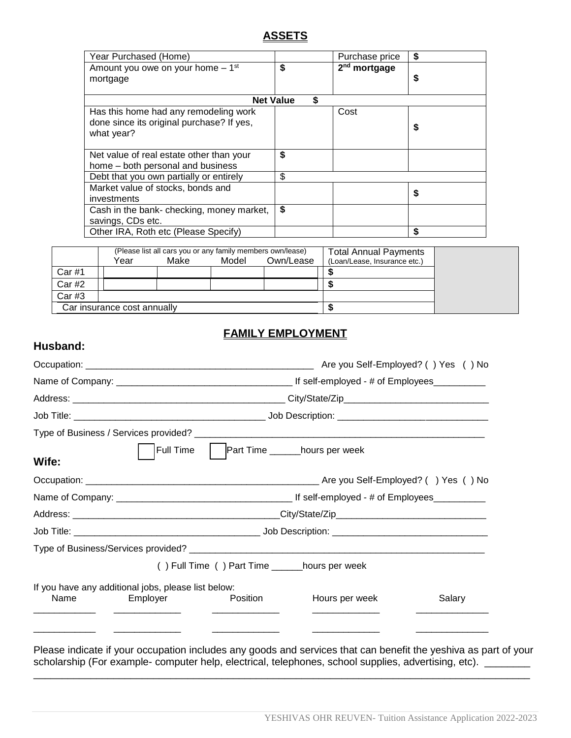## ASSETS

| Year Purchased (Home) | | Purchase price | $ |
|---|---|---|---|
| Amount you owe on your home – 1st mortgage | $ | **2nd mortgage** | $ |
| **Net Value $** | | | |
| Has this home had any remodeling work done since its original purchase? If yes, what year? | | Cost | $ |
| Net value of real estate other than your home – both personal and business | $ | | |
| Debt that you own partially or entirely | $ | | |
| Market value of stocks, bonds and investments | | | $ |
| Cash in the bank- checking, money market, savings, CDs etc. | $ | | |
| Other IRA, Roth etc (Please Specify) | | | $ |

| | (Please list all cars you or any family members own/lease) Year | Make | Model | Own/Lease | Total Annual Payments (Loan/Lease, Insurance etc.) |
|---|---|---|---|---|---|
| Car #1 | | | | | $ |
| Car #2 | | | | | $ |
| Car #3 | | | | | |
| Car insurance cost annually | | | | | $ |

## FAMILY EMPLOYMENT

**Husband:**

Occupation: ____________________________________________ Are you Self-Employed? ( ) Yes ( ) No

Name of Company: _________________________________ If self-employed - # of Employees__________

Address: ________________________________________ City/State/Zip____________________________

Job Title: ____________________________________ Job Description: _____________________________

Type of Business / Services provided? _________________________________________________________

☐ Full Time ☐ Part Time ______hours per week

**Wife:**

Occupation: ______________________________________________ Are you Self-Employed? ( ) Yes ( ) No

Name of Company: _________________________________ If self-employed - # of Employees__________

Address: ________________________________________City/State/Zip_____________________________

Job Title: ___________________________________ Job Description: ______________________________

Type of Business/Services provided? ___________________________________________________________

( ) Full Time ( ) Part Time ______hours per week

If you have any additional jobs, please list below:

| Name | Employer | Position | Hours per week | Salary |
|---|---|---|---|---|
| ___________ | ____________ | ____________ | ____________ | _____________ |
| ___________ | ____________ | ____________ | ____________ | _____________ |

Please indicate if your occupation includes any goods and services that can benefit the yeshiva as part of your scholarship (For example- computer help, electrical, telephones, school supplies, advertising, etc). ________
_______________________________________________________________________________________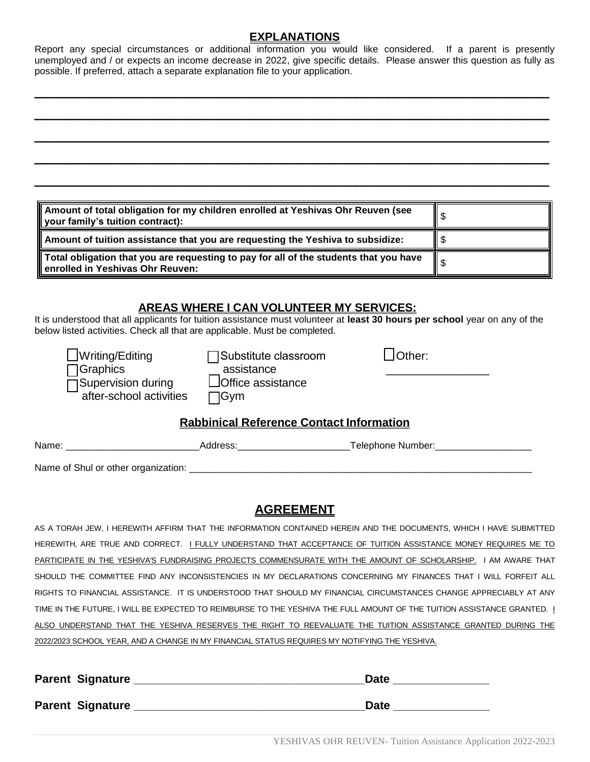## EXPLANATIONS

Report any special circumstances or additional information you would like considered. If a parent is presently unemployed and / or expects an income decrease in 2022, give specific details. Please answer this question as fully as possible. If preferred, attach a separate explanation file to your application.

______________________________________________________________________________

______________________________________________________________________________

______________________________________________________________________________

______________________________________________________________________________

______________________________________________________________________________

| | |
|---|---|
| **Amount of total obligation for my children enrolled at Yeshivas Ohr Reuven (see your family's tuition contract):** | $ |
| **Amount of tuition assistance that you are requesting the Yeshiva to subsidize:** | $ |
| **Total obligation that you are requesting to pay for all of the students that you have enrolled in Yeshivas Ohr Reuven:** | $ |

## AREAS WHERE I CAN VOLUNTEER MY SERVICES:

It is understood that all applicants for tuition assistance must volunteer at **least 30 hours per school** year on any of the below listed activities. Check all that are applicable. Must be completed.

- ☐ Writing/Editing
- ☐ Graphics
- ☐ Supervision during after-school activities
- ☐ Substitute classroom assistance
- ☐ Office assistance
- ☐ Gym
- ☐ Other: ________________

## Rabbinical Reference Contact Information

Name: _________________________Address:_____________________Telephone Number:__________________

Name of Shul or other organization: __________________________________________________________________

## AGREEMENT

AS A TORAH JEW, I HEREWITH AFFIRM THAT THE INFORMATION CONTAINED HEREIN AND THE DOCUMENTS, WHICH I HAVE SUBMITTED HEREWITH, ARE TRUE AND CORRECT. I FULLY UNDERSTAND THAT ACCEPTANCE OF TUITION ASSISTANCE MONEY REQUIRES ME TO PARTICIPATE IN THE YESHIVA'S FUNDRAISING PROJECTS COMMENSURATE WITH THE AMOUNT OF SCHOLARSHIP. I AM AWARE THAT SHOULD THE COMMITTEE FIND ANY INCONSISTENCIES IN MY DECLARATIONS CONCERNING MY FINANCES THAT I WILL FORFEIT ALL RIGHTS TO FINANCIAL ASSISTANCE. IT IS UNDERSTOOD THAT SHOULD MY FINANCIAL CIRCUMSTANCES CHANGE APPRECIABLY AT ANY TIME IN THE FUTURE, I WILL BE EXPECTED TO REIMBURSE TO THE YESHIVA THE FULL AMOUNT OF THE TUITION ASSISTANCE GRANTED. I ALSO UNDERSTAND THAT THE YESHIVA RESERVES THE RIGHT TO REEVALUATE THE TUITION ASSISTANCE GRANTED DURING THE 2022/2023 SCHOOL YEAR, AND A CHANGE IN MY FINANCIAL STATUS REQUIRES MY NOTIFYING THE YESHIVA.

**Parent Signature** _____________________________________**Date** _______________

**Parent Signature** _____________________________________**Date** _______________